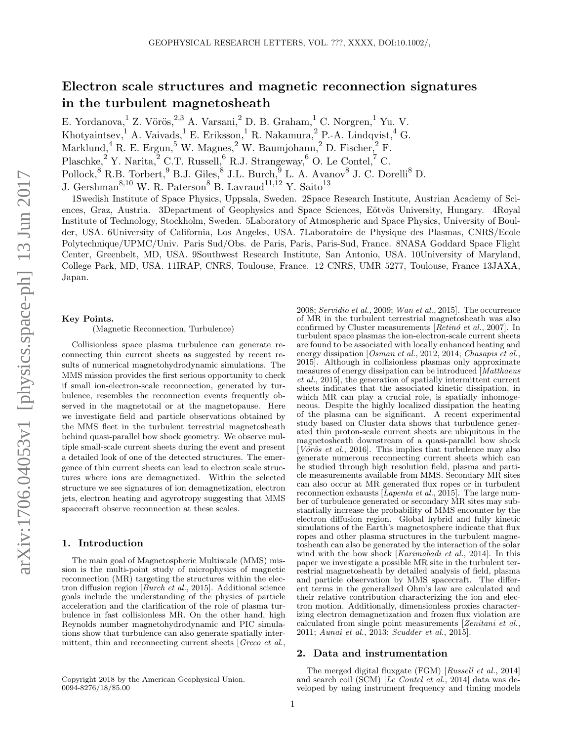# Electron scale structures and magnetic reconnection signatures in the turbulent magnetosheath

E. Yordanova,[1] Z. Vörös,[2,3] A. Varsani,[2] D. B. Graham,[1] C. Norgren,[1] Yu. V. Khotyaintsev,[1] A. Vaivads,[1] E. Eriksson,[1] R. Nakamura,[2] P.-A. Lindqvist,[4] G. Marklund,[4] R. E. Ergun,[5] W. Magnes,[2] W. Baumjohann,[2] D. Fischer,[2] F. Plaschke,[2] Y. Narita,[2] C.T. Russell,[6] R.J. Strangeway,[6] O. Le Contel,[7] C. Pollock,[8] R.B. Torbert,[9] B.J. Giles,[8] J.L. Burch,[9] L. A. Avanov[8] J. C. Dorelli[8] D. J. Gershman[8,10] W. R. Paterson[8] B. Lavraud[11,12] Y. Saito[13]

1Swedish Institute of Space Physics, Uppsala, Sweden. 2Space Research Institute, Austrian Academy of Sciences, Graz, Austria. 3Department of Geophysics and Space Sciences, Eötvös University, Hungary. 4Royal Institute of Technology, Stockholm, Sweden. 5Laboratory of Atmospheric and Space Physics, University of Boulder, USA. 6University of California, Los Angeles, USA. 7Laboratoire de Physique des Plasmas, CNRS/Ecole Polytechnique/UPMC/Univ. Paris Sud/Obs. de Paris, Paris, Paris-Sud, France. 8NASA Goddard Space Flight Center, Greenbelt, MD, USA. 9Southwest Research Institute, San Antonio, USA. 10University of Maryland, College Park, MD, USA. 11IRAP, CNRS, Toulouse, France. 12 CNRS, UMR 5277, Toulouse, France 13JAXA, Japan.

**Key Points.**

(Magnetic Reconnection, Turbulence)

Collisionless space plasma turbulence can generate reconnecting thin current sheets as suggested by recent results of numerical magnetohydrodynamic simulations. The MMS mission provides the first serious opportunity to check if small ion-electron-scale reconnection, generated by turbulence, resembles the reconnection events frequently observed in the magnetotail or at the magnetopause. Here we investigate field and particle observations obtained by the MMS fleet in the turbulent terrestrial magnetosheath behind quasi-parallel bow shock geometry. We observe multiple small-scale current sheets during the event and present a detailed look of one of the detected structures. The emergence of thin current sheets can lead to electron scale structures where ions are demagnetized. Within the selected structure we see signatures of ion demagnetization, electron jets, electron heating and agyrotropy suggesting that MMS spacecraft observe reconnection at these scales.

## 1. Introduction

The main goal of Magnetospheric Multiscale (MMS) mission is the multi-point study of microphysics of magnetic reconnection (MR) targeting the structures within the electron diffusion region [*Burch et al.*, 2015]. Additional science goals include the understanding of the physics of particle acceleration and the clarification of the role of plasma turbulence in fast collisionless MR. On the other hand, high Reynolds number magnetohydrodynamic and PIC simulations show that turbulence can also generate spatially intermittent, thin and reconnecting current sheets [*Greco et al.*, 2008; *Servidio et al.*, 2009; *Wan et al.*, 2015]. The occurrence of MR in the turbulent terrestrial magnetosheath was also confirmed by Cluster measurements [*Retinó et al.*, 2007]. In turbulent space plasmas the ion-electron-scale current sheets are found to be associated with locally enhanced heating and energy dissipation [*Osman et al.*, 2012, 2014; *Chasapis et al.*, 2015]. Although in collisionless plasmas only approximate measures of energy dissipation can be introduced [*Matthaeus et al.*, 2015], the generation of spatially intermittent current sheets indicates that the associated kinetic dissipation, in which MR can play a crucial role, is spatially inhomogeneous. Despite the highly localized dissipation the heating of the plasma can be significant. A recent experimental study based on Cluster data shows that turbulence generated thin proton-scale current sheets are ubiquitous in the magnetosheath downstream of a quasi-parallel bow shock [*Vörös et al.*, 2016]. This implies that turbulence may also generate numerous reconnecting current sheets which can be studied through high resolution field, plasma and particle measurements available from MMS. Secondary MR sites can also occur at MR generated flux ropes or in turbulent reconnection exhausts [*Lapenta et al.*, 2015]. The large number of turbulence generated or secondary MR sites may substantially increase the probability of MMS encounter by the electron diffusion region. Global hybrid and fully kinetic simulations of the Earth's magnetosphere indicate that flux ropes and other plasma structures in the turbulent magnetosheath can also be generated by the interaction of the solar wind with the bow shock [*Karimabadi et al.*, 2014]. In this paper we investigate a possible MR site in the turbulent terrestrial magnetosheath by detailed analysis of field, plasma and particle observation by MMS spacecraft. The different terms in the generalized Ohm's law are calculated and their relative contribution characterizing the ion and electron motion. Additionally, dimensionless proxies characterizing electron demagnetization and frozen flux violation are calculated from single point measurements [*Zenitani et al.*, 2011; *Aunai et al.*, 2013; *Scudder et al.*, 2015].

## 2. Data and instrumentation

The merged digital fluxgate (FGM) [*Russell et al.*, 2014] and search coil (SCM) [*Le Contel et al.*, 2014] data was developed by using instrument frequency and timing models

Copyright 2018 by the American Geophysical Union.
0094-8276/18/$5.00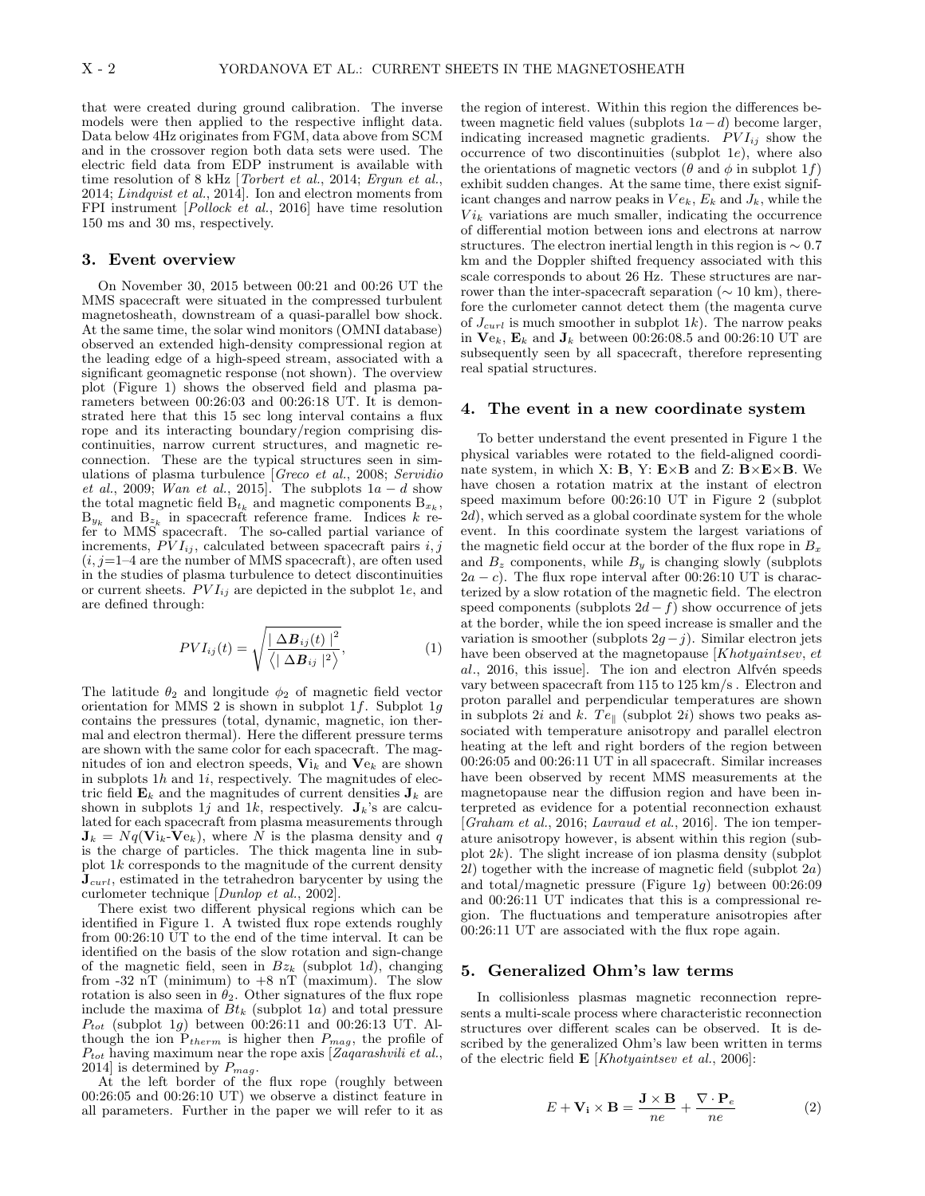that were created during ground calibration. The inverse models were then applied to the respective inflight data. Data below 4Hz originates from FGM, data above from SCM and in the crossover region both data sets were used. The electric field data from EDP instrument is available with time resolution of 8 kHz [*Torbert et al.*, 2014; *Ergun et al.*, 2014; *Lindqvist et al.*, 2014]. Ion and electron moments from FPI instrument [*Pollock et al.*, 2016] have time resolution 150 ms and 30 ms, respectively.

## 3. Event overview

On November 30, 2015 between 00:21 and 00:26 UT the MMS spacecraft were situated in the compressed turbulent magnetosheath, downstream of a quasi-parallel bow shock. At the same time, the solar wind monitors (OMNI database) observed an extended high-density compressional region at the leading edge of a high-speed stream, associated with a significant geomagnetic response (not shown). The overview plot (Figure 1) shows the observed field and plasma parameters between 00:26:03 and 00:26:18 UT. It is demonstrated here that this 15 sec long interval contains a flux rope and its interacting boundary/region comprising discontinuities, narrow current structures, and magnetic reconnection. These are the typical structures seen in simulations of plasma turbulence [*Greco et al.*, 2008; *Servidio et al.*, 2009; *Wan et al.*, 2015]. The subplots $1a-d$ show the total magnetic field $B_{t_k}$ and magnetic components $B_{x_k}$, $B_{y_k}$ and $B_{z_k}$ in spacecraft reference frame. Indices $k$ refer to MMS spacecraft. The so-called partial variance of increments, $PVI_{ij}$, calculated between spacecraft pairs $i, j$ ($i, j$=1–4 are the number of MMS spacecraft), are often used in the studies of plasma turbulence to detect discontinuities or current sheets. $PVI_{ij}$ are depicted in the subplot $1e$, and are defined through:

$$PVI_{ij}(t) = \sqrt{\frac{|\,\Delta \boldsymbol{B}_{ij}(t)\,|^2}{\langle |\,\Delta \boldsymbol{B}_{ij}\,|^2 \rangle}}, \tag{1}$$

The latitude $\theta_2$ and longitude $\phi_2$ of magnetic field vector orientation for MMS 2 is shown in subplot $1f$. Subplot $1g$ contains the pressures (total, dynamic, magnetic, ion thermal and electron thermal). Here the different pressure terms are shown with the same color for each spacecraft. The magnitudes of ion and electron speeds, $\mathbf{V}i_k$ and $\mathbf{V}e_k$ are shown in subplots $1h$ and $1i$, respectively. The magnitudes of electric field $\mathbf{E}_k$ and the magnitudes of current densities $\mathbf{J}_k$ are shown in subplots $1j$ and $1k$, respectively. $\mathbf{J}_k$'s are calculated for each spacecraft from plasma measurements through $\mathbf{J}_k = Nq(\mathbf{V}i_k\text{-}\mathbf{V}e_k)$, where $N$ is the plasma density and $q$ is the charge of particles. The thick magenta line in subplot $1k$ corresponds to the magnitude of the current density $\mathbf{J}_{curl}$, estimated in the tetrahedron barycenter by using the curlometer technique [*Dunlop et al.*, 2002].

There exist two different physical regions which can be identified in Figure 1. A twisted flux rope extends roughly from 00:26:10 UT to the end of the time interval. It can be identified on the basis of the slow rotation and sign-change of the magnetic field, seen in $Bz_k$ (subplot $1d$), changing from -32 nT (minimum) to +8 nT (maximum). The slow rotation is also seen in $\theta_2$. Other signatures of the flux rope include the maxima of $Bt_k$ (subplot $1a$) and total pressure $P_{tot}$ (subplot $1g$) between 00:26:11 and 00:26:13 UT. Although the ion $P_{therm}$ is higher then $P_{mag}$, the profile of $P_{tot}$ having maximum near the rope axis [*Zaqarashvili et al.*, 2014] is determined by $P_{mag}$.

At the left border of the flux rope (roughly between 00:26:05 and 00:26:10 UT) we observe a distinct feature in all parameters. Further in the paper we will refer to it as the region of interest. Within this region the differences between magnetic field values (subplots $1a-d$) become larger, indicating increased magnetic gradients. $PVI_{ij}$ show the occurrence of two discontinuities (subplot $1e$), where also the orientations of magnetic vectors ($\theta$ and $\phi$ in subplot $1f$) exhibit sudden changes. At the same time, there exist significant changes and narrow peaks in $Ve_k$, $E_k$ and $J_k$, while the $Vi_k$ variations are much smaller, indicating the occurrence of differential motion between ions and electrons at narrow structures. The electron inertial length in this region is $\sim 0.7$ km and the Doppler shifted frequency associated with this scale corresponds to about 26 Hz. These structures are narrower than the inter-spacecraft separation ($\sim 10$ km), therefore the curlometer cannot detect them (the magenta curve of $J_{curl}$ is much smoother in subplot $1k$). The narrow peaks in $\mathbf{V}e_k$, $\mathbf{E}_k$ and $\mathbf{J}_k$ between 00:26:08.5 and 00:26:10 UT are subsequently seen by all spacecraft, therefore representing real spatial structures.

## 4. The event in a new coordinate system

To better understand the event presented in Figure 1 the physical variables were rotated to the field-aligned coordinate system, in which X: $\mathbf{B}$, Y: $\mathbf{E}\times\mathbf{B}$ and Z: $\mathbf{B}\times\mathbf{E}\times\mathbf{B}$. We have chosen a rotation matrix at the instant of electron speed maximum before 00:26:10 UT in Figure 2 (subplot $2d$), which served as a global coordinate system for the whole event. In this coordinate system the largest variations of the magnetic field occur at the border of the flux rope in $B_x$ and $B_z$ components, while $B_y$ is changing slowly (subplots $2a-c$). The flux rope interval after 00:26:10 UT is characterized by a slow rotation of the magnetic field. The electron speed components (subplots $2d-f$) show occurrence of jets at the border, while the ion speed increase is smaller and the variation is smoother (subplots $2g-j$). Similar electron jets have been observed at the magnetopause [*Khotyaintsev, et al.*, 2016, this issue]. The ion and electron Alfvén speeds vary between spacecraft from 115 to 125 km/s . Electron and proton parallel and perpendicular temperatures are shown in subplots $2i$ and $k$. $Te_{\parallel}$ (subplot $2i$) shows two peaks associated with temperature anisotropy and parallel electron heating at the left and right borders of the region between 00:26:05 and 00:26:11 UT in all spacecraft. Similar increases have been observed by recent MMS measurements at the magnetopause near the diffusion region and have been interpreted as evidence for a potential reconnection exhaust [*Graham et al.*, 2016; *Lavraud et al.*, 2016]. The ion temperature anisotropy however, is absent within this region (subplot $2k$). The slight increase of ion plasma density (subplot $2l$) together with the increase of magnetic field (subplot $2a$) and total/magnetic pressure (Figure $1g$) between 00:26:09 and 00:26:11 UT indicates that this is a compressional region. The fluctuations and temperature anisotropies after 00:26:11 UT are associated with the flux rope again.

## 5. Generalized Ohm's law terms

In collisionless plasmas magnetic reconnection represents a multi-scale process where characteristic reconnection structures over different scales can be observed. It is described by the generalized Ohm's law been written in terms of the electric field $\mathbf{E}$ [*Khotyaintsev et al.*, 2006]:

$$E + \mathbf{V_i} \times \mathbf{B} = \frac{\mathbf{J} \times \mathbf{B}}{ne} + \frac{\nabla \cdot \mathbf{P}_e}{ne} \tag{2}$$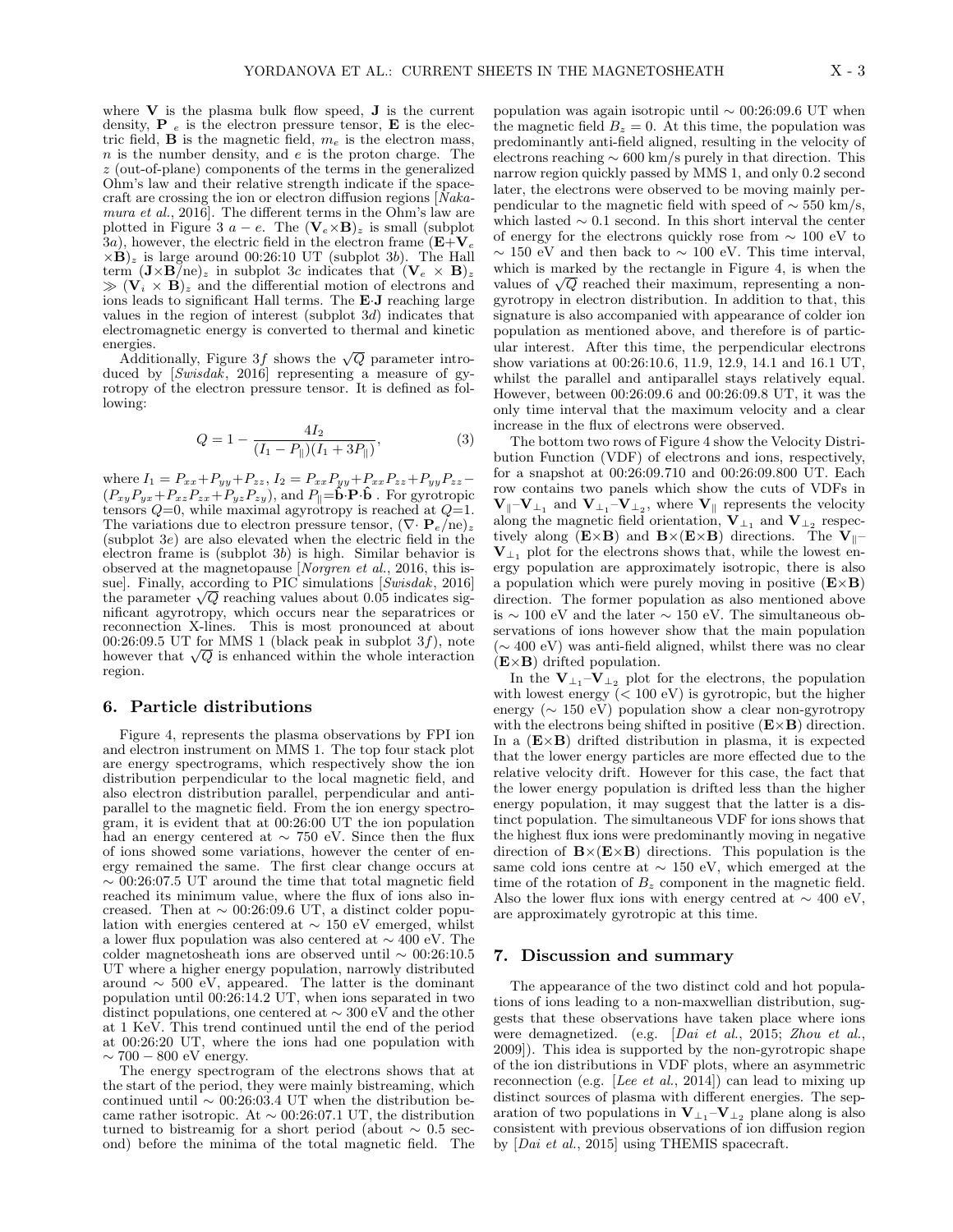where $\mathbf{V}$ is the plasma bulk flow speed, $\mathbf{J}$ is the current density, $\mathbf{P}_e$ is the electron pressure tensor, $\mathbf{E}$ is the electric field, $\mathbf{B}$ is the magnetic field, $m_e$ is the electron mass, $n$ is the number density, and $e$ is the proton charge. The $z$ (out-of-plane) components of the terms in the generalized Ohm's law and their relative strength indicate if the spacecraft are crossing the ion or electron diffusion regions [*Nakamura et al.*, 2016]. The different terms in the Ohm's law are plotted in Figure 3 $a-e$. The $(\mathbf{V}_e\times\mathbf{B})_z$ is small (subplot 3*a*), however, the electric field in the electron frame $(\mathbf{E}+\mathbf{V}_e\times\mathbf{B})_z$ is large around 00:26:10 UT (subplot 3*b*). The Hall term $(\mathbf{J}\times\mathbf{B}/ne)_z$ in subplot 3*c* indicates that $(\mathbf{V}_e\times\mathbf{B})_z \gg (\mathbf{V}_i\times\mathbf{B})_z$ and the differential motion of electrons and ions leads to significant Hall terms. The $\mathbf{E}\cdot\mathbf{J}$ reaching large values in the region of interest (subplot 3*d*) indicates that electromagnetic energy is converted to thermal and kinetic energies.

Additionally, Figure 3*f* shows the $\sqrt{Q}$ parameter introduced by [*Swisdak*, 2016] representing a measure of gyrotropy of the electron pressure tensor. It is defined as following:

$$Q = 1 - \frac{4I_2}{(I_1 - P_\parallel)(I_1 + 3P_\parallel)}, \tag{3}$$

where $I_1 = P_{xx}+P_{yy}+P_{zz}$, $I_2 = P_{xx}P_{yy}+P_{xx}P_{zz}+P_{yy}P_{zz}-(P_{xy}P_{yx}+P_{xz}P_{zx}+P_{yz}P_{zy})$, and $P_\parallel = \hat{\mathbf{b}}\cdot\mathbf{P}\cdot\hat{\mathbf{b}}$. For gyrotropic tensors $Q$=0, while maximal agyrotropy is reached at $Q$=1. The variations due to electron pressure tensor, $(\nabla\cdot\mathbf{P}_e/ne)_z$ (subplot 3*e*) are also elevated when the electric field in the electron frame is (subplot 3*b*) is high. Similar behavior is observed at the magnetopause [*Norgren et al.*, 2016, this issue]. Finally, according to PIC simulations [*Swisdak*, 2016] the parameter $\sqrt{Q}$ reaching values about 0.05 indicates significant agyrotropy, which occurs near the separatrices or reconnection X-lines. This is most pronounced at about 00:26:09.5 UT for MMS 1 (black peak in subplot 3*f*), note however that $\sqrt{Q}$ is enhanced within the whole interaction region.

## 6. Particle distributions

Figure 4, represents the plasma observations by FPI ion and electron instrument on MMS 1. The top four stack plot are energy spectrograms, which respectively show the ion distribution perpendicular to the local magnetic field, and also electron distribution parallel, perpendicular and antiparallel to the magnetic field. From the ion energy spectrogram, it is evident that at 00:26:00 UT the ion population had an energy centered at $\sim$ 750 eV. Since then the flux of ions showed some variations, however the center of energy remained the same. The first clear change occurs at $\sim$ 00:26:07.5 UT around the time that total magnetic field reached its minimum value, where the flux of ions also increased. Then at $\sim$ 00:26:09.6 UT, a distinct colder population with energies centered at $\sim$ 150 eV emerged, whilst a lower flux population was also centered at $\sim$ 400 eV. The colder magnetosheath ions are observed until $\sim$ 00:26:10.5 UT where a higher energy population, narrowly distributed around $\sim$ 500 eV, appeared. The latter is the dominant population until 00:26:14.2 UT, when ions separated in two distinct populations, one centered at $\sim$ 300 eV and the other at 1 KeV. This trend continued until the end of the period at 00:26:20 UT, where the ions had one population with $\sim 700-800$ eV energy.

The energy spectrogram of the electrons shows that at the start of the period, they were mainly bistreaming, which continued until $\sim$ 00:26:03.4 UT when the distribution became rather isotropic. At $\sim$ 00:26:07.1 UT, the distribution turned to bistreamig for a short period (about $\sim$ 0.5 second) before the minima of the total magnetic field. The population was again isotropic until $\sim$ 00:26:09.6 UT when the magnetic field $B_z = 0$. At this time, the population was predominantly anti-field aligned, resulting in the velocity of electrons reaching $\sim$ 600 km/s purely in that direction. This narrow region quickly passed by MMS 1, and only 0.2 second later, the electrons were observed to be moving mainly perpendicular to the magnetic field with speed of $\sim$ 550 km/s, which lasted $\sim$ 0.1 second. In this short interval the center of energy for the electrons quickly rose from $\sim$ 100 eV to $\sim$ 150 eV and then back to $\sim$ 100 eV. This time interval, which is marked by the rectangle in Figure 4, is when the values of $\sqrt{Q}$ reached their maximum, representing a non-gyrotropy in electron distribution. In addition to that, this signature is also accompanied with appearance of colder ion population as mentioned above, and therefore is of particular interest. After this time, the perpendicular electrons show variations at 00:26:10.6, 11.9, 12.9, 14.1 and 16.1 UT, whilst the parallel and antiparallel stays relatively equal. However, between 00:26:09.6 and 00:26:09.8 UT, it was the only time interval that the maximum velocity and a clear increase in the flux of electrons were observed.

The bottom two rows of Figure 4 show the Velocity Distribution Function (VDF) of electrons and ions, respectively, for a snapshot at 00:26:09.710 and 00:26:09.800 UT. Each row contains two panels which show the cuts of VDFs in $\mathbf{V}_\parallel$–$\mathbf{V}_{\perp_1}$ and $\mathbf{V}_{\perp_1}$–$\mathbf{V}_{\perp_2}$, where $\mathbf{V}_\parallel$ represents the velocity along the magnetic field orientation, $\mathbf{V}_{\perp_1}$ and $\mathbf{V}_{\perp_2}$ respectively along $(\mathbf{E}\times\mathbf{B})$ and $\mathbf{B}\times(\mathbf{E}\times\mathbf{B})$ directions. The $\mathbf{V}_\parallel$–$\mathbf{V}_{\perp_1}$ plot for the electrons shows that, while the lowest energy population are approximately isotropic, there is also a population which were purely moving in positive $(\mathbf{E}\times\mathbf{B})$ direction. The former population as also mentioned above is $\sim$ 100 eV and the later $\sim$ 150 eV. The simultaneous observations of ions however show that the main population ($\sim$ 400 eV) was anti-field aligned, whilst there was no clear $(\mathbf{E}\times\mathbf{B})$ drifted population.

In the $\mathbf{V}_{\perp_1}$–$\mathbf{V}_{\perp_2}$ plot for the electrons, the population with lowest energy ($<$ 100 eV) is gyrotropic, but the higher energy ($\sim$ 150 eV) population show a clear non-gyrotropy with the electrons being shifted in positive $(\mathbf{E}\times\mathbf{B})$ direction. In a $(\mathbf{E}\times\mathbf{B})$ drifted distribution in plasma, it is expected that the lower energy particles are more effected due to the relative velocity drift. However for this case, the fact that the lower energy population is drifted less than the higher energy population, it may suggest that the latter is a distinct population. The simultaneous VDF for ions shows that the highest flux ions were predominantly moving in negative direction of $\mathbf{B}\times(\mathbf{E}\times\mathbf{B})$ directions. This population is the same cold ions centre at $\sim$ 150 eV, which emerged at the time of the rotation of $B_z$ component in the magnetic field. Also the lower flux ions with energy centred at $\sim$ 400 eV, are approximately gyrotropic at this time.

## 7. Discussion and summary

The appearance of the two distinct cold and hot populations of ions leading to a non-maxwellian distribution, suggests that these observations have taken place where ions were demagnetized. (e.g. [*Dai et al.*, 2015; *Zhou et al.*, 2009]). This idea is supported by the non-gyrotropic shape of the ion distributions in VDF plots, where an asymmetric reconnection (e.g. [*Lee et al.*, 2014]) can lead to mixing up distinct sources of plasma with different energies. The separation of two populations in $\mathbf{V}_{\perp_1}$–$\mathbf{V}_{\perp_2}$ plane along is also consistent with previous observations of ion diffusion region by [*Dai et al.*, 2015] using THEMIS spacecraft.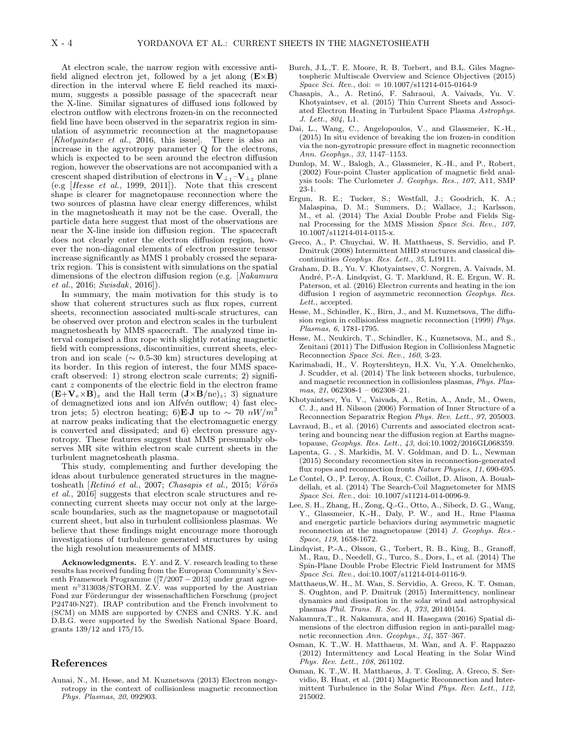At electron scale, the narrow region with excessive anti-field aligned electron jet, followed by a jet along ($\mathbf{E}\times\mathbf{B}$) direction in the interval where E field reached its maximum, suggests a possible passage of the spacecraft near the X-line. Similar signatures of diffused ions followed by electron outflow with electrons frozen-in on the reconnected field line have been observed in the separatrix region in simulation of asymmetric reconnection at the magnetopause [*Khotyaintsev et al.*, 2016, this issue]. There is also an increase in the agyrotropy parameter Q for the electrons, which is expected to be seen around the electron diffusion region, however the observations are not accompanied with a crescent shaped distribution of electrons in $\mathbf{V}_{\perp_1}$–$\mathbf{V}_{\perp_2}$ plane (e.g [*Hesse et al.*, 1999, 2011]). Note that this crescent shape is clearer for magnetopause reconnection where the two sources of plasma have clear energy differences, whilst in the magnetosheath it may not be the case. Overall, the particle data here suggest that most of the observations are near the X-line inside ion diffusion region. The spacecraft does not clearly enter the electron diffusion region, however the non-diagonal elements of electron pressure tensor increase significantly as MMS 1 probably crossed the separatrix region. This is consistent with simulations on the spatial dimensions of the electron diffusion region (e.g. [*Nakamura et al.*, 2016; *Swisdak*, 2016]).

In summary, the main motivation for this study is to show that coherent structures such as flux ropes, current sheets, reconnection associated multi-scale structures, can be observed over proton and electron scales in the turbulent magnetosheath by MMS spacecraft. The analyzed time interval comprised a flux rope with slightly rotating magnetic field with compressions, discontinuities, current sheets, electron and ion scale ($\sim$ 0.5-30 km) structures developing at its border. In this region of interest, the four MMS spacecraft observed: 1) strong electron scale currents; 2) significant $z$ components of the electric field in the electron frame $(\mathbf{E}+\mathbf{V}_e\times\mathbf{B})_z$ and the Hall term $(\mathbf{J}\times\mathbf{B}/ne)_z$; 3) signature of demagnetized ions and ion Alfvén outflow; 4) fast electron jets; 5) electron heating; 6)$\mathbf{E}\cdot\mathbf{J}$ up to $\sim$ 70 $nW/m^3$ at narrow peaks indicating that the electromagnetic energy is converted and dissipated; and 6) electron pressure agyrotropy. These features suggest that MMS presumably observes MR site within electron scale current sheets in the turbulent magnetosheath plasma.

This study, complementing and further developing the ideas about turbulence generated structures in the magnetosheath [*Retinó et al.*, 2007; *Chasapis et al.*, 2015; *Vörös et al.*, 2016] suggests that electron scale structures and reconnecting current sheets may occur not only at the large-scale boundaries, such as the magnetopause or magnetotail current sheet, but also in turbulent collisionless plasmas. We believe that these findings might encourage more thorough investigations of turbulence generated structures by using the high resolution measurements of MMS.

**Acknowledgments.** E.Y. and Z. V. research leading to these results has received funding from the European Community's Seventh Framework Programme ([7/2007 − 2013] under grant agreement $n^{\circ}$313038/STORM. Z.V. was supported by the Austrian Fond zur Förderungur der wissenschaftlichen Forschung (project P24740-N27). IRAP contribution and the French involvment to (SCM) on MMS are supported by CNES and CNRS. Y.K. and D.B.G. were supported by the Swedish National Space Board, grants 139/12 and 175/15.

## References

Aunai, N., M. Hesse, and M. Kuznetsova (2013) Electron nongyrotropy in the context of collisionless magnetic reconnection *Phys. Plasmas*, *20*, 092903.

Burch, J.L.,T. E. Moore, R. B. Torbert, and B.L. Giles Magnetospheric Multiscale Overview and Science Objectives (2015) *Space Sci. Rev.*, doi: = 10.1007/s11214-015-0164-9

Chasapis, A., A. Retinó, F. Sahraoui, A. Vaivads, Yu. V. Khotyaintsev, et al. (2015) Thin Current Sheets and Associated Electron Heating in Turbulent Space Plasma *Astrophys. J. Lett.*, *804*, L1.

Dai, L., Wang, C., Angelopoulos, V., and Glassmeier, K.-H., (2015) In situ evidence of breaking the ion frozen-in condition via the non-gyrotropic pressure effect in magnetic reconnection *Ann. Geophys.*, *33*, 1147–1153.

Dunlop, M. W., Balogh, A., Glassmeier, K.-H., and P., Robert, (2002) Four-point Cluster application of magnetic field analysis tools: The Curlometer *J. Geophys. Res.*, *107*, A11, SMP 23-1.

Ergun, R. E.; Tucker, S.; Westfall, J.; Goodrich, K. A.; Malaspina, D. M.; Summers, D.; Wallace, J.; Karlsson, M., et al. (2014) The Axial Double Probe and Fields Signal Processing for the MMS Mission *Space Sci. Rev.*, *107*, 10.1007/s11214-014-0115-x.

Greco, A., P. Chuychai, W. H. Matthaeus, S. Servidio, and P. Dmitruk (2008) Intermittent MHD structures and classical discontinuities *Geophys. Res. Lett.*, *35*, L19111.

Graham, D. B., Yu. V. Khotyaintsev, C. Norgren, A. Vaivads, M. André, P.-A. Lindqvist, G. T. Marklund, R. E. Ergun, W. R. Paterson, et al. (2016) Electron currents and heating in the ion diffusion 1 region of asymmetric reconnection *Geophys. Res. Lett.*, accepted.

Hesse, M., Schindler, K., Birn, J., and M. Kuznetsova, The diffusion region in collisionless magnetic reconnection (1999) *Phys. Plasmas*, *6*, 1781-1795.

Hesse, M., Neukirch, T., Schindler, K., Kuznetsova, M., and S., Zenitani (2011) The Diffusion Region in Collisionless Magnetic Reconnection *Space Sci. Rev.*, *160*, 3-23.

Karimabadi, H., V. Roytershteyn, H.X. Vu, Y.A. Omelchenko, J. Scudder, et al. (2014) The link between shocks, turbulence, and magnetic reconnection in collisionless plasmas, *Phys. Plasmas*, *21*, 062308-1 – 062308–21.

Khotyaintsev, Yu. V., Vaivads, A., Retin, A., Andr, M., Owen, C. J., and H. Nilsson (2006) Formation of Inner Structure of a Reconnection Separatrix Region *Phys. Rev. Lett.*, *97*, 205003.

Lavraud, B., et al. (2016) Currents and associated electron scattering and bouncing near the diffusion region at Earths magnetopause, *Geophys. Res. Lett.*, *43*, doi:10.1002/2016GL068359.

Lapenta, G. , S. Markidis, M. V. Goldman, and D. L., Newman (2015) Secondary reconnection sites in reconnection-generated flux ropes and reconnection fronts *Nature Physics*, *11*, 690-695.

Le Contel, O., P. Leroy, A. Roux, C. Coillot, D. Alison, A. Bouabdellah, et al. (2014) The Search-Coil Magnetometer for MMS *Space Sci. Rev.*, doi: 10.1007/s11214-014-0096-9.

Lee, S. H., Zhang, H., Zong, Q.-G., Otto, A., Sibeck, D. G., Wang, Y., Glassmeier, K.-H., Daly, P. W., and H., Rme Plasma and energetic particle behaviors during asymmetric magnetic reconnection at the magnetopause (2014) *J. Geophys. Res.-Space*, *119*, 1658-1672.

Lindqvist, P.-A., Olsson, G., Torbert, R. B., King, B., Granoff, M., Rau, D., Needell, G., Turco, S., Dors, I., et al. (2014) The Spin-Plane Double Probe Electric Field Instrument for MMS *Space Sci. Rev.*, doi:10.1007/s11214-014-0116-9.

Matthaeus,W. H., M. Wan, S. Servidio, A. Greco, K. T. Osman, S. Oughton, and P. Dmitruk (2015) Intermittency, nonlinear dynamics and dissipation in the solar wind and astrophysical plasmas *Phil. Trans. R. Soc. A*, *373*, 20140154.

Nakamura,T., R. Nakamura, and H. Hasegawa (2016) Spatial dimensions of the electron diffusion region in anti-parallel magnetic reconnection *Ann. Geophys.*, *34*, 357–367.

Osman, K. T.,W. H. Matthaeus, M. Wan, and A. F. Rappazzo (2012) Intermittency and Local Heating in the Solar Wind *Phys. Rev. Lett.*, *108*, 261102.

Osman, K. T.,W. H. Matthaeus, J. T. Gosling, A. Greco, S. Servidio, B. Hnat, et al. (2014) Magnetic Reconnection and Intermittent Turbulence in the Solar Wind *Phys. Rev. Lett.*, *112*, 215002.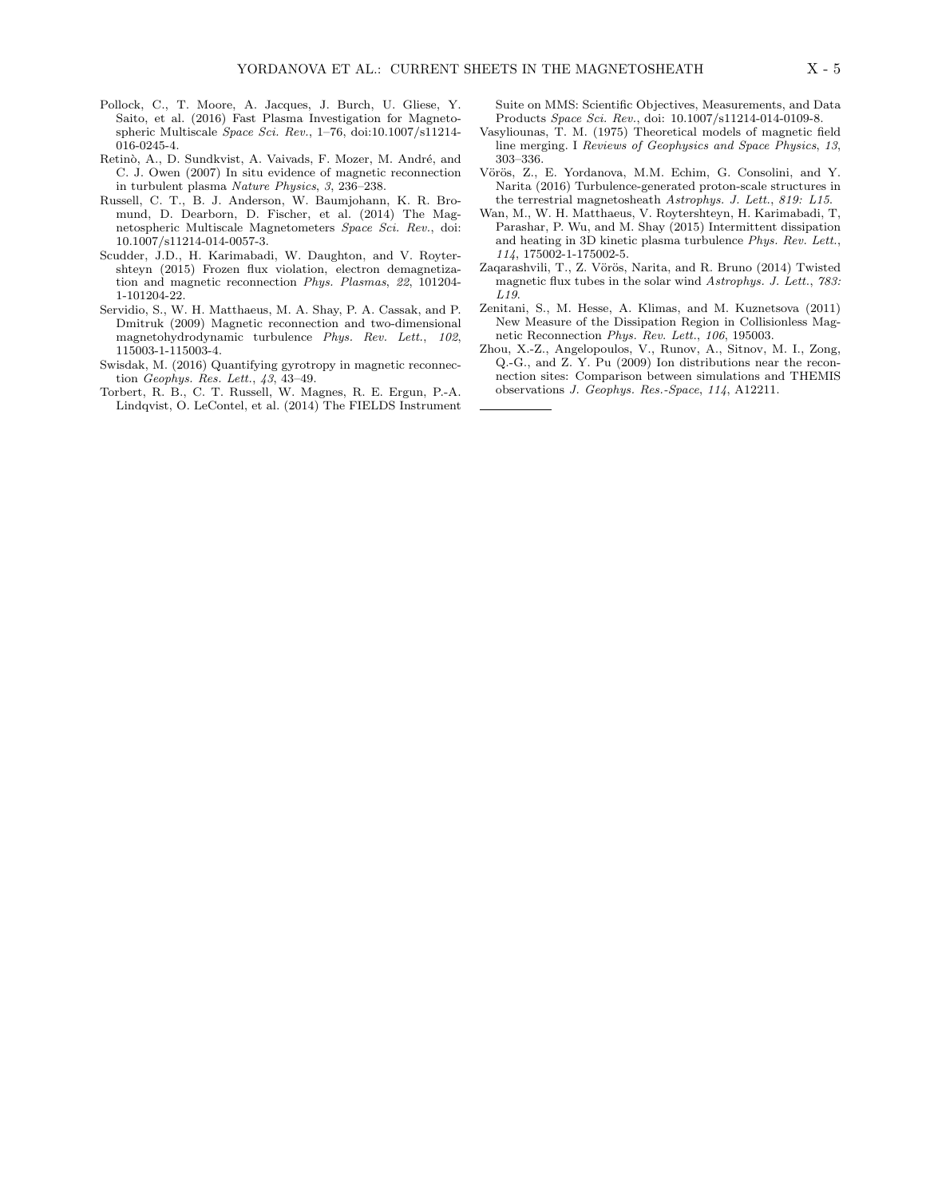Pollock, C., T. Moore, A. Jacques, J. Burch, U. Gliese, Y. Saito, et al. (2016) Fast Plasma Investigation for Magnetospheric Multiscale *Space Sci. Rev.*, 1–76, doi:10.1007/s11214-016-0245-4.

Retinò, A., D. Sundkvist, A. Vaivads, F. Mozer, M. André, and C. J. Owen (2007) In situ evidence of magnetic reconnection in turbulent plasma *Nature Physics*, *3*, 236–238.

Russell, C. T., B. J. Anderson, W. Baumjohann, K. R. Bromund, D. Dearborn, D. Fischer, et al. (2014) The Magnetospheric Multiscale Magnetometers *Space Sci. Rev.*, doi: 10.1007/s11214-014-0057-3.

Scudder, J.D., H. Karimabadi, W. Daughton, and V. Roytershteyn (2015) Frozen flux violation, electron demagnetization and magnetic reconnection *Phys. Plasmas*, *22*, 101204-1-101204-22.

Servidio, S., W. H. Matthaeus, M. A. Shay, P. A. Cassak, and P. Dmitruk (2009) Magnetic reconnection and two-dimensional magnetohydrodynamic turbulence *Phys. Rev. Lett.*, *102*, 115003-1-115003-4.

Swisdak, M. (2016) Quantifying gyrotropy in magnetic reconnection *Geophys. Res. Lett.*, *43*, 43–49.

Torbert, R. B., C. T. Russell, W. Magnes, R. E. Ergun, P.-A. Lindqvist, O. LeContel, et al. (2014) The FIELDS Instrument Suite on MMS: Scientific Objectives, Measurements, and Data Products *Space Sci. Rev.*, doi: 10.1007/s11214-014-0109-8.

Vasyliounas, T. M. (1975) Theoretical models of magnetic field line merging. I *Reviews of Geophysics and Space Physics*, *13*, 303–336.

Vörös, Z., E. Yordanova, M.M. Echim, G. Consolini, and Y. Narita (2016) Turbulence-generated proton-scale structures in the terrestrial magnetosheath *Astrophys. J. Lett.*, *819: L15*.

Wan, M., W. H. Matthaeus, V. Roytershteyn, H. Karimabadi, T, Parashar, P. Wu, and M. Shay (2015) Intermittent dissipation and heating in 3D kinetic plasma turbulence *Phys. Rev. Lett.*, *114*, 175002-1-175002-5.

Zaqarashvili, T., Z. Vörös, Narita, and R. Bruno (2014) Twisted magnetic flux tubes in the solar wind *Astrophys. J. Lett.*, *783: L19*.

Zenitani, S., M. Hesse, A. Klimas, and M. Kuznetsova (2011) New Measure of the Dissipation Region in Collisionless Magnetic Reconnection *Phys. Rev. Lett.*, *106*, 195003.

Zhou, X.-Z., Angelopoulos, V., Runov, A., Sitnov, M. I., Zong, Q.-G., and Z. Y. Pu (2009) Ion distributions near the reconnection sites: Comparison between simulations and THEMIS observations *J. Geophys. Res.-Space*, *114*, A12211.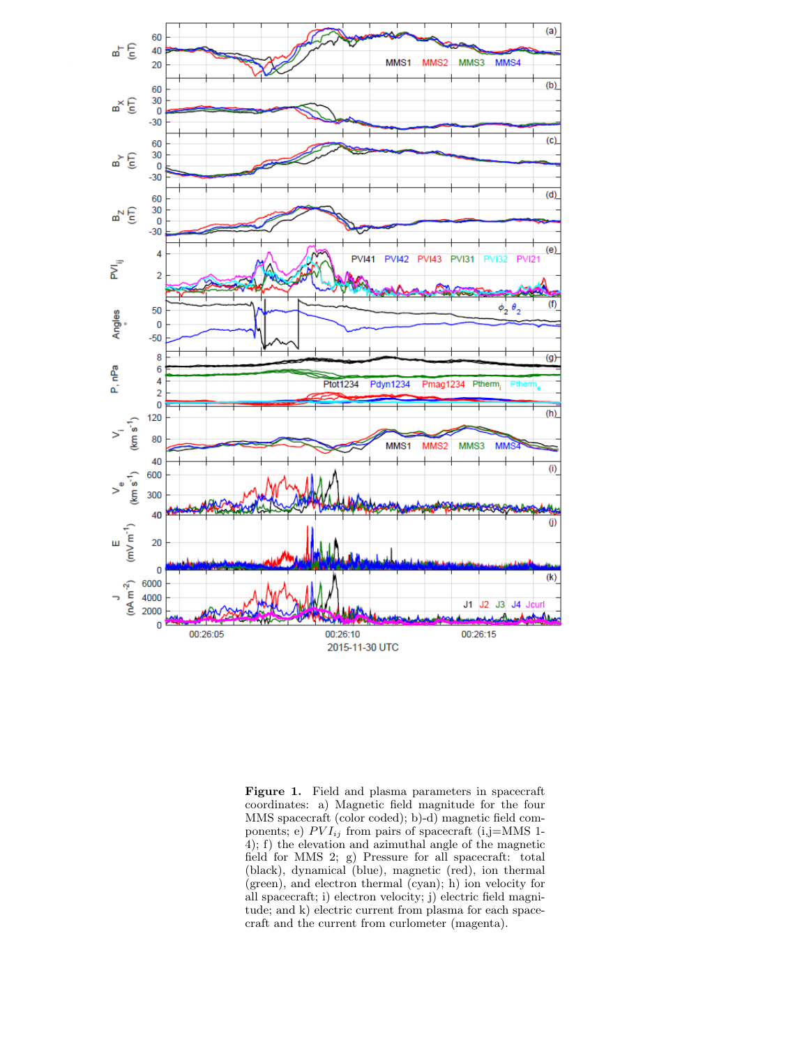**Figure 1.** Field and plasma parameters in spacecraft coordinates: a) Magnetic field magnitude for the four MMS spacecraft (color coded); b)-d) magnetic field components; e) $PVI_{ij}$ from pairs of spacecraft (i,j=MMS 1-4); f) the elevation and azimuthal angle of the magnetic field for MMS 2; g) Pressure for all spacecraft: total (black), dynamical (blue), magnetic (red), ion thermal (green), and electron thermal (cyan); h) ion velocity for all spacecraft; i) electron velocity; j) electric field magnitude; and k) electric current from plasma for each spacecraft and the current from curlometer (magenta).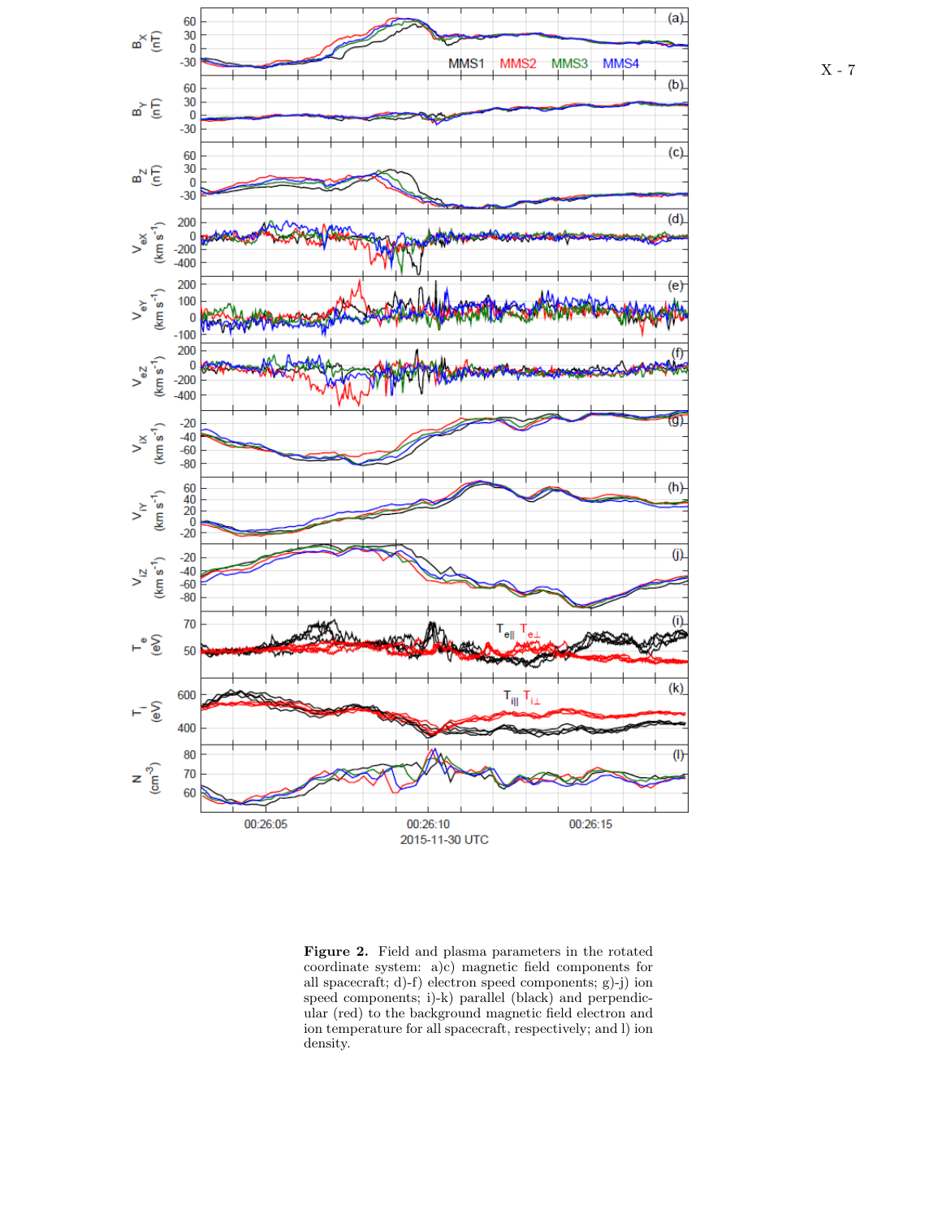**Figure 2.** Field and plasma parameters in the rotated coordinate system: a)c) magnetic field components for all spacecraft; d)-f) electron speed components; g)-j) ion speed components; i)-k) parallel (black) and perpendicular (red) to the background magnetic field electron and ion temperature for all spacecraft, respectively; and l) ion density.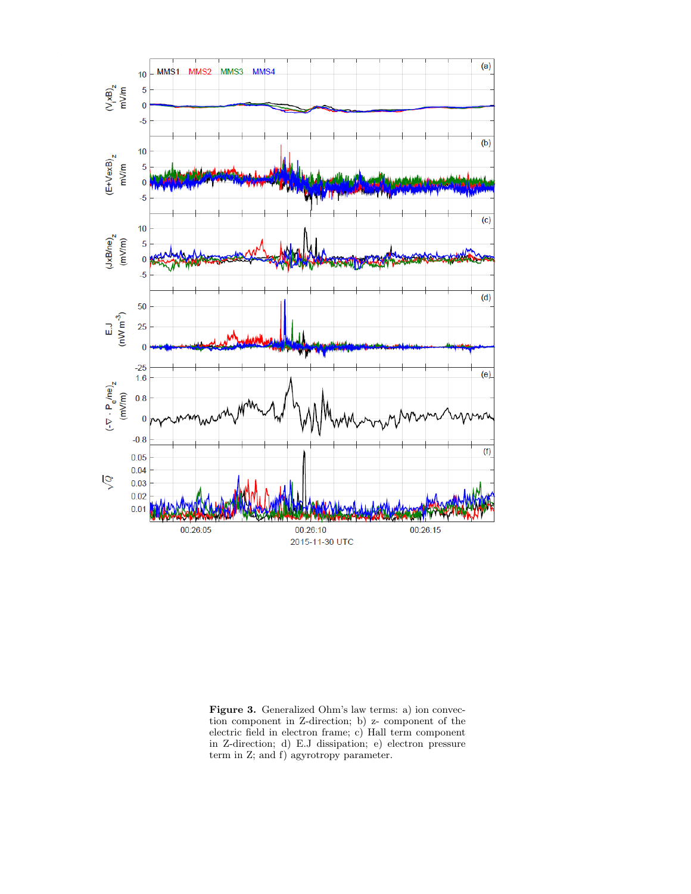**Figure 3.** Generalized Ohm's law terms: a) ion convection component in Z-direction; b) z- component of the electric field in electron frame; c) Hall term component in Z-direction; d) E.J dissipation; e) electron pressure term in Z; and f) agyrotropy parameter.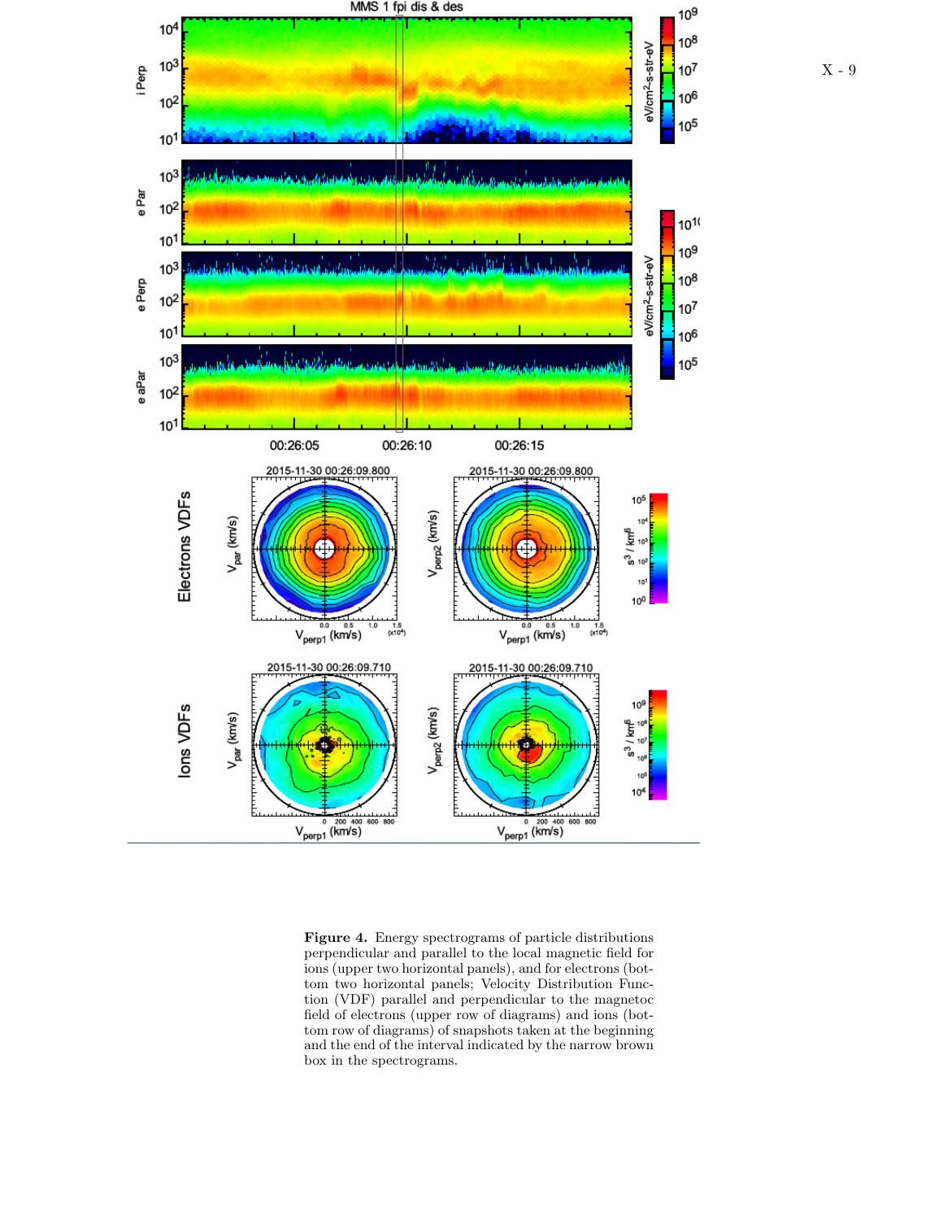MMS 1 fpi dis & des

i Perp

$10^4$
$10^3$
$10^2$
$10^1$

eV/cm2-s-str-eV

$10^9$
$10^8$
$10^7$
$10^6$
$10^5$

e Par

e Perp

e aPar

$10^3$
$10^2$
$10^1$

$10^{10}$
$10^9$
$10^8$
$10^7$
$10^6$
$10^5$

eV/cm2-s-str-eV

00:26:05

00:26:10

00:26:15

Electrons VDFs

2015-11-30 00:26:09.800

2015-11-30 00:26:09.800

$V_{par}$ (km/s)

$V_{perp1}$ (km/s)

$V_{perp2}$ (km/s)

$V_{perp1}$ (km/s)

0.0 0.5 1.0 1.5 ($x10^4$)

$s^3$ / $km^6$

$10^5$
$10^4$
$10^3$
$10^2$
$10^1$
$10^0$

Ions VDFs

2015-11-30 00:26:09.710

2015-11-30 00:26:09.710

$V_{par}$ (km/s)

$V_{perp1}$ (km/s)

$V_{perp2}$ (km/s)

$V_{perp1}$ (km/s)

0 200 400 600 800

$s^3$ / $km^6$

$10^9$
$10^8$
$10^7$
$10^6$
$10^5$
$10^4$

**Figure 4.** Energy spectrograms of particle distributions perpendicular and parallel to the local magnetic field for ions (upper two horizontal panels), and for electrons (bottom two horizontal panels; Velocity Distribution Function (VDF) parallel and perpendicular to the magnetoc field of electrons (upper row of diagrams) and ions (bottom row of diagrams) of snapshots taken at the beginning and the end of the interval indicated by the narrow brown box in the spectrograms.